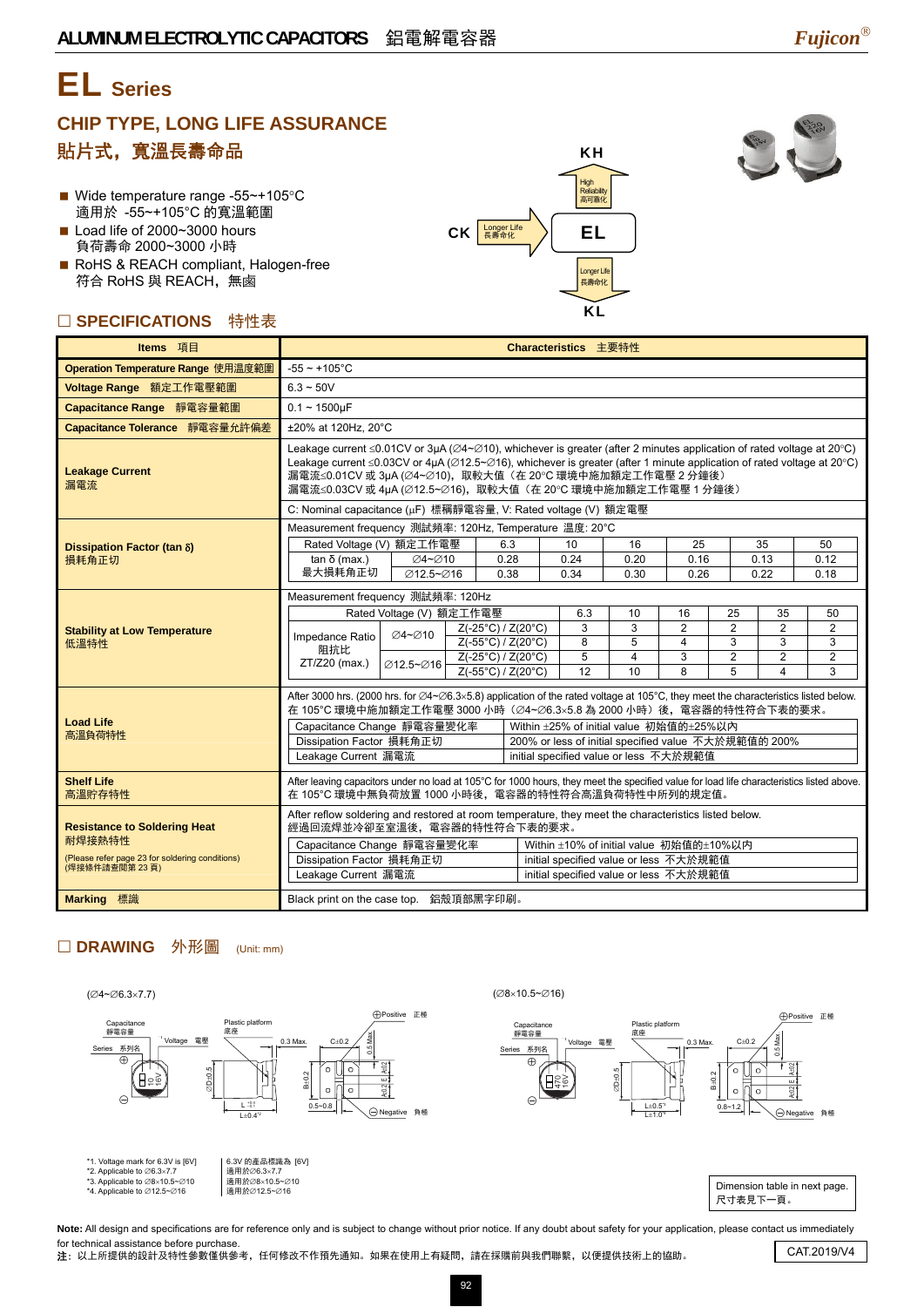ALUMINUM ELECTROLYTIC CAPACITORS 鋁電解電容器

Fujicon®

# EL Series

## CHIP TYPE, LONG LIFE ASSURANCE
## 貼片式，寬溫長壽命品

- Wide temperature range -55~+105°C
  適用於 -55~+105°C 的寬溫範圍
- Load life of 2000~3000 hours
  負荷壽命 2000~3000 小時
- RoHS & REACH compliant, Halogen-free
  符合 RoHS 與 REACH，無鹵

KH
High Reliability 高可靠化
CK → Longer Life 長壽命化 → EL
Longer Life 長壽命化
KL

## □ SPECIFICATIONS 特性表

| Items 項目 | Characteristics 主要特性 |
|---|---|
| Operation Temperature Range 使用溫度範圍 | -55 ~ +105°C |
| Voltage Range 額定工作電壓範圍 | 6.3 ~ 50V |
| Capacitance Range 靜電容量範圍 | 0.1 ~ 1500μF |
| Capacitance Tolerance 靜電容量允許偏差 | ±20% at 120Hz, 20°C |
| Leakage Current 漏電流 | Leakage current ≤0.01CV or 3μA (∅4~∅10), whichever is greater (after 2 minutes application of rated voltage at 20°C)<br>Leakage current ≤0.03CV or 4μA (∅12.5~∅16), whichever is greater (after 1 minute application of rated voltage at 20°C)<br>漏電流≤0.01CV 或 3μA (∅4~∅10)，取較大值（在 20°C 環境中施加額定工作電壓 2 分鐘後）<br>漏電流≤0.03CV 或 4μA (∅12.5~∅16)，取較大值（在 20°C 環境中施加額定工作電壓 1 分鐘後）<br>C: Nominal capacitance (μF) 標稱靜電容量, V: Rated voltage (V) 額定電壓 |
| Dissipation Factor (tan δ) 損耗角正切 | Measurement frequency 測試頻率: 120Hz, Temperature 溫度: 20°C (see table below) |
| Stability at Low Temperature 低溫特性 | Measurement frequency 測試頻率: 120Hz (see table below) |
| Load Life 高溫負荷特性 | After 3000 hrs. (2000 hrs. for ∅4~∅6.3×5.8) application of the rated voltage at 105°C, they meet the characteristics listed below.<br>在 105°C 環境中施加額定工作電壓 3000 小時（∅4~∅6.3×5.8 為 2000 小時）後，電容器的特性符合下表的要求。 (see table below) |
| Shelf Life 高溫貯存特性 | After leaving capacitors under no load at 105°C for 1000 hours, they meet the specified value for load life characteristics listed above.<br>在 105°C 環境中無負荷放置 1000 小時後，電容器的特性符合高溫負荷特性中所列的規定值。 |
| Resistance to Soldering Heat 耐焊接熱特性 (Please refer page 23 for soldering conditions) (焊接條件請查閱第 23 頁) | After reflow soldering and restored at room temperature, they meet the characteristics listed below.<br>經過回流焊並冷卻至室溫後，電容器的特性符合下表的要求。 (see table below) |
| Marking 標識 | Black print on the case top. 鋁殼頂部黑字印刷。 |

**Dissipation Factor (tan δ) 損耗角正切**

| Rated Voltage (V) 額定工作電壓 | | 6.3 | 10 | 16 | 25 | 35 | 50 |
|---|---|---|---|---|---|---|---|
| tan δ (max.) 最大損耗角正切 | ∅4~∅10 | 0.28 | 0.24 | 0.20 | 0.16 | 0.13 | 0.12 |
| | ∅12.5~∅16 | 0.38 | 0.34 | 0.30 | 0.26 | 0.22 | 0.18 |

**Stability at Low Temperature 低溫特性**

| Rated Voltage (V) 額定工作電壓 | | | 6.3 | 10 | 16 | 25 | 35 | 50 |
|---|---|---|---|---|---|---|---|---|
| Impedance Ratio 阻抗比 ZT/Z20 (max.) | ∅4~∅10 | Z(-25°C) / Z(20°C) | 3 | 3 | 2 | 2 | 2 | 2 |
| | | Z(-55°C) / Z(20°C) | 8 | 5 | 4 | 3 | 3 | 3 |
| | ∅12.5~∅16 | Z(-25°C) / Z(20°C) | 5 | 4 | 3 | 2 | 2 | 2 |
| | | Z(-55°C) / Z(20°C) | 12 | 10 | 8 | 5 | 4 | 3 |

**Load Life 高溫負荷特性**

| | |
|---|---|
| Capacitance Change 靜電容量變化率 | Within ±25% of initial value 初始值的±25%以內 |
| Dissipation Factor 損耗角正切 | 200% or less of initial specified value 不大於規範值的 200% |
| Leakage Current 漏電流 | initial specified value or less 不大於規範值 |

**Resistance to Soldering Heat 耐焊接熱特性**

| | |
|---|---|
| Capacitance Change 靜電容量變化率 | Within ±10% of initial value 初始值的±10%以內 |
| Dissipation Factor 損耗角正切 | initial specified value or less 不大於規範值 |
| Leakage Current 漏電流 | initial specified value or less 不大於規範值 |

## □ DRAWING 外形圖 (Unit: mm)

(∅4~∅6.3×7.7)

Capacitance 靜電容量
Voltage 電壓
Series 系列名
Plastic platform 底座
0.3 Max.
C±0.2
0.5 Max
Positive 正極
Negative 負極
∅D±0.5
B±0.2
A±0.2
E
L
L±0.4
0.5~0.8

(∅8×10.5~∅16)

Capacitance 靜電容量
Voltage 電壓
Series 系列名
Plastic platform 底座
0.3 Max.
C±0.2
0.5 Max
Positive 正極
Negative 負極
∅D±0.5
B±0.2
A±0.2
E
L±0.5
L±1.0
0.8~1.2

*1. Voltage mark for 6.3V is [6V] 6.3V 的產品標識為 [6V]
*2. Applicable to ∅6.3×7.7 適用於∅6.3×7.7
*3. Applicable to ∅8×10.5~∅10 適用於∅8×10.5~∅10
*4. Applicable to ∅12.5~∅16 適用於∅12.5~∅16

Dimension table in next page.
尺寸表見下一頁。

**Note:** All design and specifications are for reference only and is subject to change without prior notice. If any doubt about safety for your application, please contact us immediately for technical assistance before purchase.

**注：** 以上所提供的設計及特性參數僅供參考，任何修改不作預先通知。如果在使用上有疑問，請在採購前與我們聯繫，以便提供技術上的協助。

CAT.2019/V4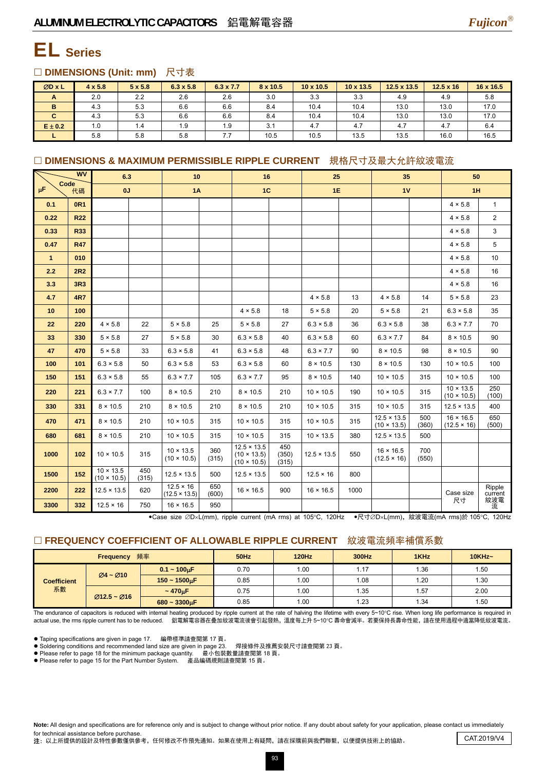# EL Series

## □ DIMENSIONS (Unit: mm) 尺寸表

| ØD x L | 4 x 5.8 | 5 x 5.8 | 6.3 x 5.8 | 6.3 x 7.7 | 8 x 10.5 | 10 x 10.5 | 10 x 13.5 | 12.5 x 13.5 | 12.5 x 16 | 16 x 16.5 |
|---|---|---|---|---|---|---|---|---|---|---|
| A | 2.0 | 2.2 | 2.6 | 2.6 | 3.0 | 3.3 | 3.3 | 4.9 | 4.9 | 5.8 |
| B | 4.3 | 5.3 | 6.6 | 6.6 | 8.4 | 10.4 | 10.4 | 13.0 | 13.0 | 17.0 |
| C | 4.3 | 5.3 | 6.6 | 6.6 | 8.4 | 10.4 | 10.4 | 13.0 | 13.0 | 17.0 |
| E ± 0.2 | 1.0 | 1.4 | 1.9 | 1.9 | 3.1 | 4.7 | 4.7 | 4.7 | 4.7 | 6.4 |
| L | 5.8 | 5.8 | 5.8 | 7.7 | 10.5 | 10.5 | 13.5 | 13.5 | 16.0 | 16.5 |

## □ DIMENSIONS & MAXIMUM PERMISSIBLE RIPPLE CURRENT 規格尺寸及最大允許紋波電流

| μF | WV / Code 代碼 | 6.3 (0J) | | 10 (1A) | | 16 (1C) | | 25 (1E) | | 35 (1V) | | 50 (1H) | |
|---|---|---|---|---|---|---|---|---|---|---|---|---|---|
| 0.1 | 0R1 | | | | | | | | | | | 4 × 5.8 | 1 |
| 0.22 | R22 | | | | | | | | | | | 4 × 5.8 | 2 |
| 0.33 | R33 | | | | | | | | | | | 4 × 5.8 | 3 |
| 0.47 | R47 | | | | | | | | | | | 4 × 5.8 | 5 |
| 1 | 010 | | | | | | | | | | | 4 × 5.8 | 10 |
| 2.2 | 2R2 | | | | | | | | | | | 4 × 5.8 | 16 |
| 3.3 | 3R3 | | | | | | | | | | | 4 × 5.8 | 16 |
| 4.7 | 4R7 | | | | | | | 4 × 5.8 | 13 | 4 × 5.8 | 14 | 5 × 5.8 | 23 |
| 10 | 100 | | | | | 4 × 5.8 | 18 | 5 × 5.8 | 20 | 5 × 5.8 | 21 | 6.3 × 5.8 | 35 |
| 22 | 220 | 4 × 5.8 | 22 | 5 × 5.8 | 25 | 5 × 5.8 | 27 | 6.3 × 5.8 | 36 | 6.3 × 5.8 | 38 | 6.3 × 7.7 | 70 |
| 33 | 330 | 5 × 5.8 | 27 | 5 × 5.8 | 30 | 6.3 × 5.8 | 40 | 6.3 × 5.8 | 60 | 6.3 × 7.7 | 84 | 8 × 10.5 | 90 |
| 47 | 470 | 5 × 5.8 | 33 | 6.3 × 5.8 | 41 | 6.3 × 5.8 | 48 | 6.3 × 7.7 | 90 | 8 × 10.5 | 98 | 8 × 10.5 | 90 |
| 100 | 101 | 6.3 × 5.8 | 50 | 6.3 × 5.8 | 53 | 6.3 × 5.8 | 60 | 8 × 10.5 | 130 | 8 × 10.5 | 130 | 10 × 10.5 | 100 |
| 150 | 151 | 6.3 × 5.8 | 55 | 6.3 × 7.7 | 105 | 6.3 × 7.7 | 95 | 8 × 10.5 | 140 | 10 × 10.5 | 315 | 10 × 10.5 | 100 |
| 220 | 221 | 6.3 × 7.7 | 100 | 8 × 10.5 | 210 | 8 × 10.5 | 210 | 10 × 10.5 | 190 | 10 × 10.5 | 315 | 10 × 13.5 (10 × 10.5) | 250 (100) |
| 330 | 331 | 8 × 10.5 | 210 | 8 × 10.5 | 210 | 8 × 10.5 | 210 | 10 × 10.5 | 315 | 10 × 10.5 | 315 | 12.5 × 13.5 | 400 |
| 470 | 471 | 8 × 10.5 | 210 | 10 × 10.5 | 315 | 10 × 10.5 | 315 | 10 × 10.5 | 315 | 12.5 × 13.5 (10 × 13.5) | 500 (360) | 16 × 16.5 (12.5 × 16) | 650 (500) |
| 680 | 681 | 8 × 10.5 | 210 | 10 × 10.5 | 315 | 10 × 10.5 | 315 | 10 × 13.5 | 380 | 12.5 × 13.5 | 500 | | |
| 1000 | 102 | 10 × 10.5 | 315 | 10 × 13.5 (10 × 10.5) | 360 (315) | 12.5 × 13.5 (10 × 13.5) (10 × 10.5) | 450 (350) (315) | 12.5 × 13.5 | 550 | 16 × 16.5 (12.5 × 16) | 700 (550) | | |
| 1500 | 152 | 10 × 13.5 (10 × 10.5) | 450 (315) | 12.5 × 13.5 | 500 | 12.5 × 13.5 | 500 | 12.5 × 16 | 800 | | | | |
| 2200 | 222 | 12.5 × 13.5 | 620 | 12.5 × 16 (12.5 × 13.5) | 650 (600) | 16 × 16.5 | 900 | 16 × 16.5 | 1000 | | | Case size 尺寸 | Ripple current 紋波電流 |
| 3300 | 332 | 12.5 × 16 | 750 | 16 × 16.5 | 950 | | | | | | | | |

•Case size ∅D×L(mm), ripple current (mA rms) at 105°C, 120Hz •尺寸∅D×L(mm)，紋波電流(mA rms)於 105°C, 120Hz

## □ FREQUENCY COEFFICIENT OF ALLOWABLE RIPPLE CURRENT 紋波電流頻率補償系數

| Frequency 頻率 | | | 50Hz | 120Hz | 300Hz | 1KHz | 10KHz~ |
|---|---|---|---|---|---|---|---|
| Coefficient 系數 | Ø4 ~ Ø10 | 0.1 ~ 100μF | 0.70 | 1.00 | 1.17 | 1.36 | 1.50 |
| | | 150 ~ 1500μF | 0.85 | 1.00 | 1.08 | 1.20 | 1.30 |
| | Ø12.5 ~ Ø16 | ~ 470μF | 0.75 | 1.00 | 1.35 | 1.57 | 2.00 |
| | | 680 ~ 3300μF | 0.85 | 1.00 | 1.23 | 1.34 | 1.50 |

The endurance of capacitors is reduced with internal heating produced by ripple current at the rate of halving the lifetime with every 5~10°C rise. When long life performance is required in actual use, the rms ripple current has to be reduced. 鋁電解電容器在疊加紋波電流後會引起發熱，溫度每上升 5~10°C 壽命會減半。若要保持長壽命性能，請在使用過程中適當降低紋波電流。

- Taping specifications are given in page 17. 編帶標準請查閱第 17 頁。
- Soldering conditions and recommended land size are given in page 23. 焊接條件及推薦安裝尺寸請查閱第 23 頁。
- Please refer to page 18 for the minimum package quantity. 最小包裝數量請查閱第 18 頁。
- Please refer to page 15 for the Part Number System. 產品編碼規則請查閱第 15 頁。

**Note:** All design and specifications are for reference only and is subject to change without prior notice. If any doubt about safety for your application, please contact us immediately for technical assistance before purchase.
**注**：以上所提供的設計及特性參數僅供參考，任何修改不作預先通知。如果在使用上有疑問，請在採購前與我們聯繫，以便提供技術上的協助。

CAT.2019/V4